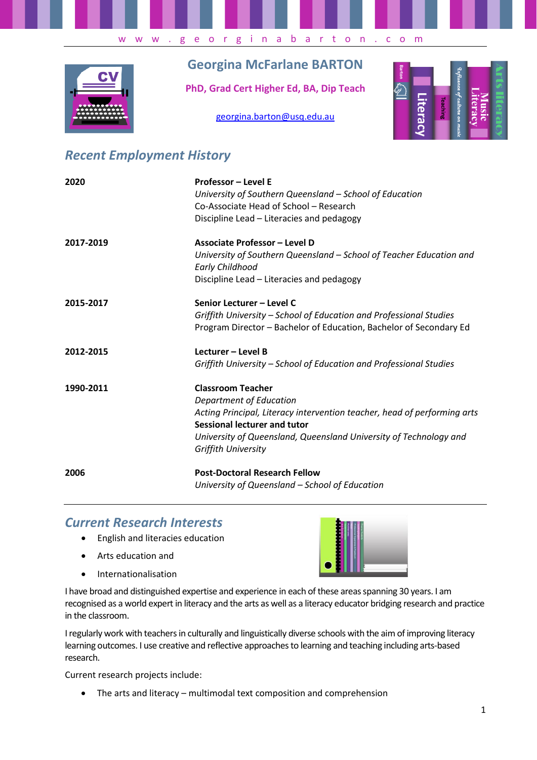w w w . g e o r g i n a b a r t o n . c o m

# Georgina McFarlane BARTON

**PhD, Grad Cert Higher Ed, BA, Dip Teach**

georgina.barton@usq.edu.au

## Recent Employment History

| | |
|---|---|
| **2020** | **Professor – Level E**<br>*University of Southern Queensland – School of Education*<br>Co-Associate Head of School – Research<br>Discipline Lead – Literacies and pedagogy |
| **2017-2019** | **Associate Professor – Level D**<br>*University of Southern Queensland – School of Teacher Education and Early Childhood*<br>Discipline Lead – Literacies and pedagogy |
| **2015-2017** | **Senior Lecturer – Level C**<br>*Griffith University – School of Education and Professional Studies*<br>Program Director – Bachelor of Education, Bachelor of Secondary Ed |
| **2012-2015** | **Lecturer – Level B**<br>*Griffith University – School of Education and Professional Studies* |
| **1990-2011** | **Classroom Teacher**<br>*Department of Education*<br>*Acting Principal, Literacy intervention teacher, head of performing arts*<br>**Sessional lecturer and tutor**<br>*University of Queensland, Queensland University of Technology and Griffith University* |
| **2006** | **Post-Doctoral Research Fellow**<br>*University of Queensland – School of Education* |

## Current Research Interests

- English and literacies education
- Arts education and
- Internationalisation

I have broad and distinguished expertise and experience in each of these areas spanning 30 years. I am recognised as a world expert in literacy and the arts as well as a literacy educator bridging research and practice in the classroom.

I regularly work with teachers in culturally and linguistically diverse schools with the aim of improving literacy learning outcomes. I use creative and reflective approaches to learning and teaching including arts-based research.

Current research projects include:

- The arts and literacy – multimodal text composition and comprehension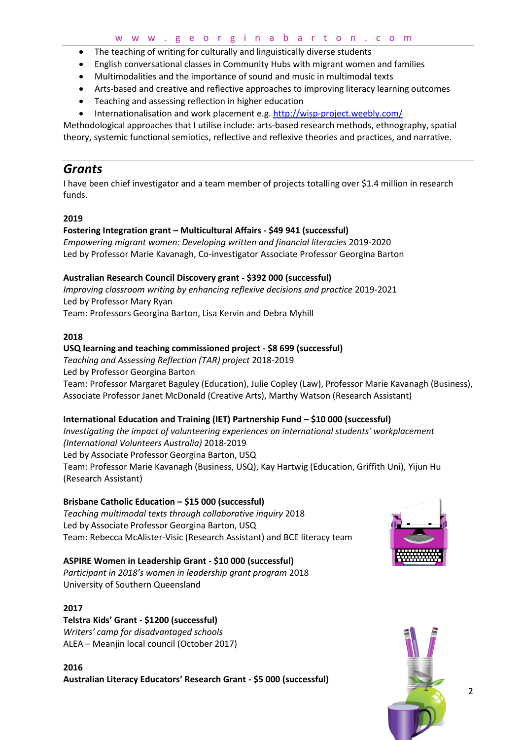- The teaching of writing for culturally and linguistically diverse students
- English conversational classes in Community Hubs with migrant women and families
- Multimodalities and the importance of sound and music in multimodal texts
- Arts-based and creative and reflective approaches to improving literacy learning outcomes
- Teaching and assessing reflection in higher education
- Internationalisation and work placement e.g. http://wisp-project.weebly.com/

Methodological approaches that I utilise include: arts-based research methods, ethnography, spatial theory, systemic functional semiotics, reflective and reflexive theories and practices, and narrative.

## *Grants*

I have been chief investigator and a team member of projects totalling over $1.4 million in research funds.

**2019**

**Fostering Integration grant – Multicultural Affairs - $49 941 (successful)**
*Empowering migrant women: Developing written and financial literacies* 2019-2020
Led by Professor Marie Kavanagh, Co-investigator Associate Professor Georgina Barton

**Australian Research Council Discovery grant - $392 000 (successful)**
*Improving classroom writing by enhancing reflexive decisions and practice* 2019-2021
Led by Professor Mary Ryan
Team: Professors Georgina Barton, Lisa Kervin and Debra Myhill

**2018**

**USQ learning and teaching commissioned project - $8 699 (successful)**
*Teaching and Assessing Reflection (TAR) project* 2018-2019
Led by Professor Georgina Barton
Team: Professor Margaret Baguley (Education), Julie Copley (Law), Professor Marie Kavanagh (Business), Associate Professor Janet McDonald (Creative Arts), Marthy Watson (Research Assistant)

**International Education and Training (IET) Partnership Fund – $10 000 (successful)**
*Investigating the impact of volunteering experiences on international students' workplacement (International Volunteers Australia)* 2018-2019
Led by Associate Professor Georgina Barton, USQ
Team: Professor Marie Kavanagh (Business, USQ), Kay Hartwig (Education, Griffith Uni), Yijun Hu (Research Assistant)

**Brisbane Catholic Education – $15 000 (successful)**
*Teaching multimodal texts through collaborative inquiry* 2018
Led by Associate Professor Georgina Barton, USQ
Team: Rebecca McAlister-Visic (Research Assistant) and BCE literacy team

**ASPIRE Women in Leadership Grant - $10 000 (successful)**
*Participant in 2018's women in leadership grant program* 2018
University of Southern Queensland

**2017**

**Telstra Kids' Grant - $1200 (successful)**
*Writers' camp for disadvantaged schools*
ALEA – Meanjin local council (October 2017)

**2016**

**Australian Literacy Educators' Research Grant - $5 000 (successful)**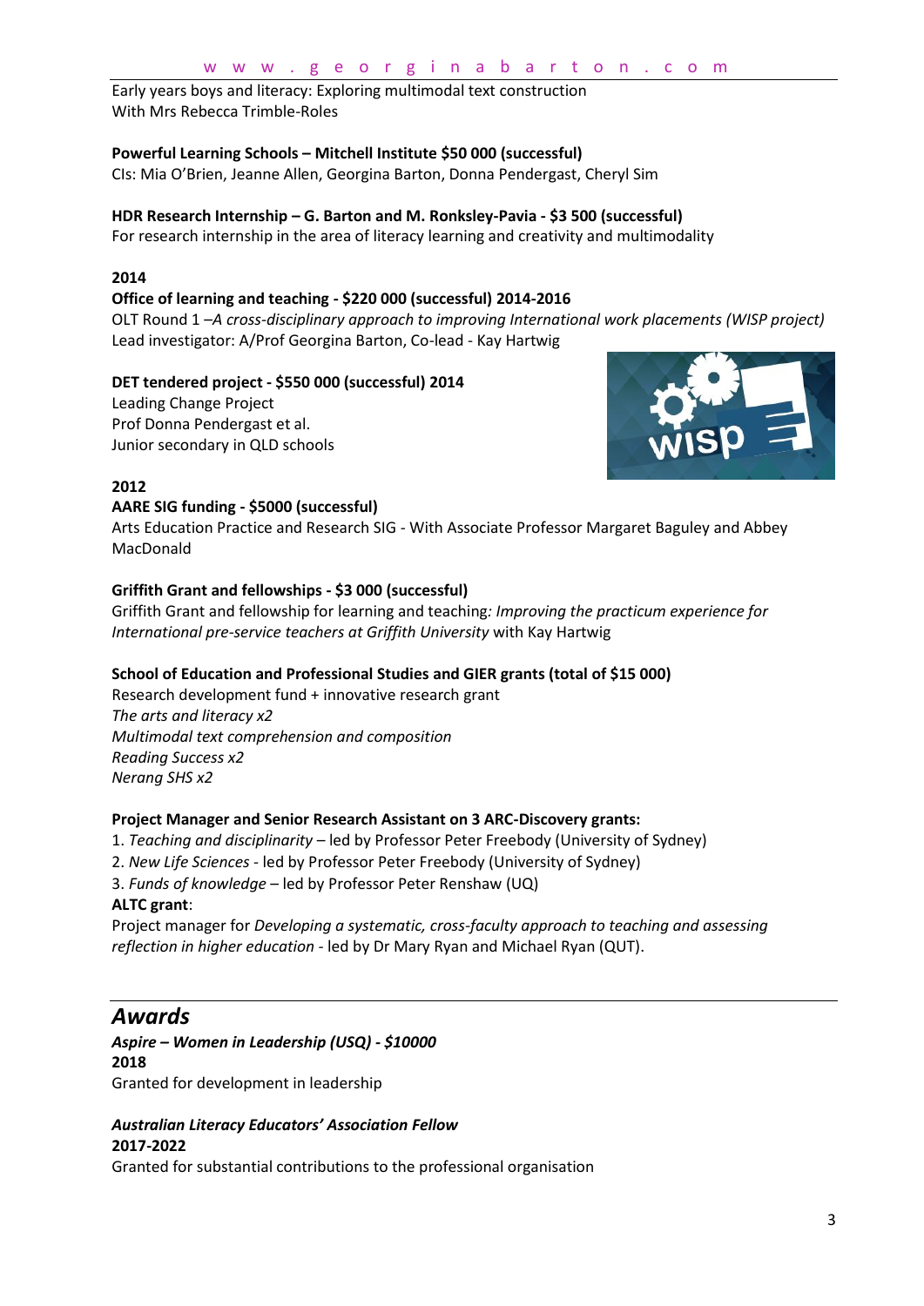Early years boys and literacy: Exploring multimodal text construction
With Mrs Rebecca Trimble-Roles

**Powerful Learning Schools – Mitchell Institute $50 000 (successful)**
CIs: Mia O'Brien, Jeanne Allen, Georgina Barton, Donna Pendergast, Cheryl Sim

**HDR Research Internship – G. Barton and M. Ronksley-Pavia - $3 500 (successful)**
For research internship in the area of literacy learning and creativity and multimodality

**2014**

**Office of learning and teaching - $220 000 (successful) 2014-2016**
OLT Round 1 –*A cross-disciplinary approach to improving International work placements (WISP project)*
Lead investigator: A/Prof Georgina Barton, Co-lead - Kay Hartwig

**DET tendered project - $550 000 (successful) 2014**
Leading Change Project
Prof Donna Pendergast et al.
Junior secondary in QLD schools

**2012**

**AARE SIG funding - $5000 (successful)**
Arts Education Practice and Research SIG - With Associate Professor Margaret Baguley and Abbey MacDonald

**Griffith Grant and fellowships - $3 000 (successful)**
Griffith Grant and fellowship for learning and teaching*: Improving the practicum experience for International pre-service teachers at Griffith University* with Kay Hartwig

**School of Education and Professional Studies and GIER grants (total of $15 000)**
Research development fund + innovative research grant
*The arts and literacy x2*
*Multimodal text comprehension and composition*
*Reading Success x2*
*Nerang SHS x2*

**Project Manager and Senior Research Assistant on 3 ARC-Discovery grants:**

1. *Teaching and disciplinarity* – led by Professor Peter Freebody (University of Sydney)
2. *New Life Sciences* - led by Professor Peter Freebody (University of Sydney)
3. *Funds of knowledge* – led by Professor Peter Renshaw (UQ)

**ALTC grant**:
Project manager for *Developing a systematic, cross-faculty approach to teaching and assessing reflection in higher education* - led by Dr Mary Ryan and Michael Ryan (QUT).

## *Awards*

***Aspire – Women in Leadership (USQ) - $10000***
**2018**
Granted for development in leadership

***Australian Literacy Educators' Association Fellow***
**2017-2022**
Granted for substantial contributions to the professional organisation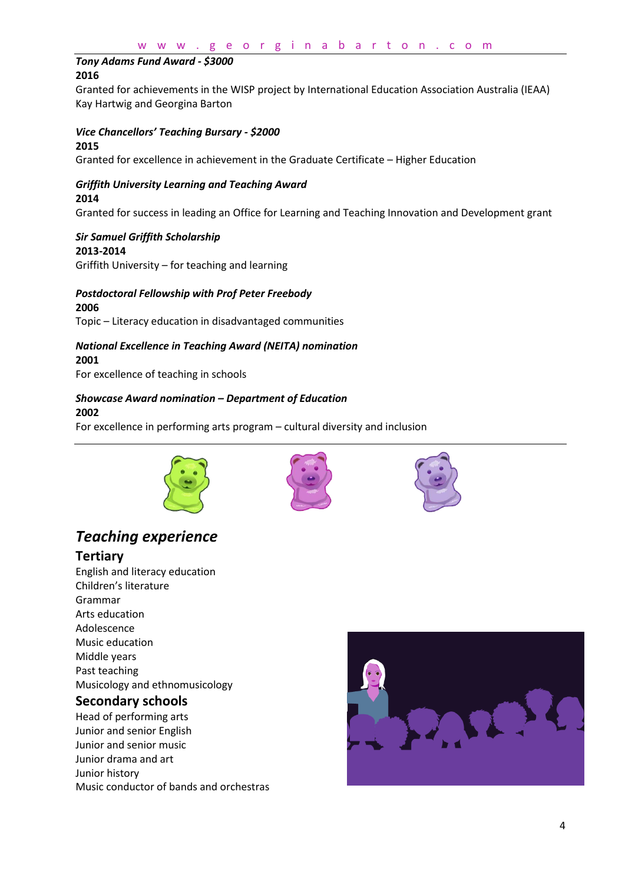***Tony Adams Fund Award - $3000***
**2016**
Granted for achievements in the WISP project by International Education Association Australia (IEAA)
Kay Hartwig and Georgina Barton

***Vice Chancellors' Teaching Bursary - $2000***
**2015**
Granted for excellence in achievement in the Graduate Certificate – Higher Education

***Griffith University Learning and Teaching Award***
**2014**
Granted for success in leading an Office for Learning and Teaching Innovation and Development grant

***Sir Samuel Griffith Scholarship***
**2013-2014**
Griffith University – for teaching and learning

***Postdoctoral Fellowship with Prof Peter Freebody***
**2006**
Topic – Literacy education in disadvantaged communities

***National Excellence in Teaching Award (NEITA) nomination***
**2001**
For excellence of teaching in schools

***Showcase Award nomination – Department of Education***
**2002**
For excellence in performing arts program – cultural diversity and inclusion

# *Teaching experience*

## Tertiary

English and literacy education
Children's literature
Grammar
Arts education
Adolescence
Music education
Middle years
Past teaching
Musicology and ethnomusicology

## Secondary schools

Head of performing arts
Junior and senior English
Junior and senior music
Junior drama and art
Junior history
Music conductor of bands and orchestras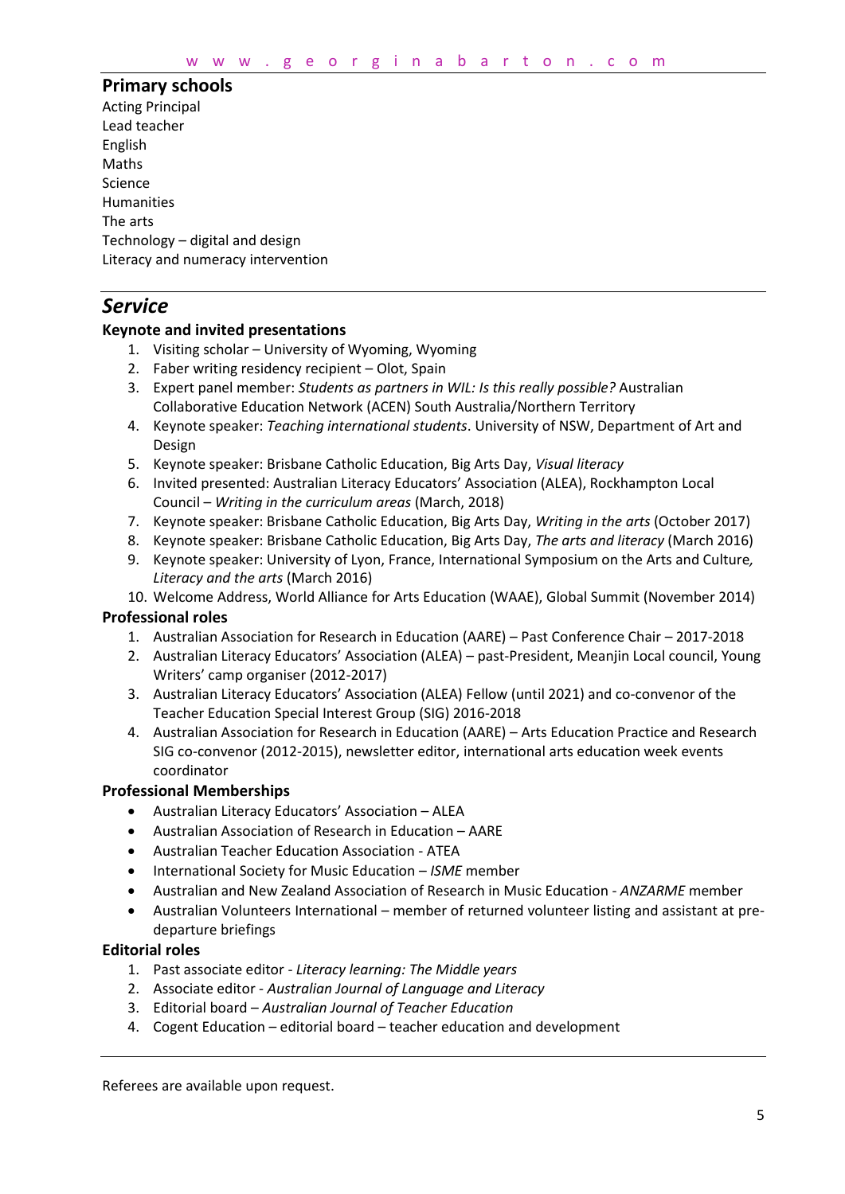## Primary schools

Acting Principal
Lead teacher
English
Maths
Science
Humanities
The arts
Technology – digital and design
Literacy and numeracy intervention

# *Service*

### Keynote and invited presentations

1. Visiting scholar – University of Wyoming, Wyoming
2. Faber writing residency recipient – Olot, Spain
3. Expert panel member: *Students as partners in WIL: Is this really possible?* Australian Collaborative Education Network (ACEN) South Australia/Northern Territory
4. Keynote speaker: *Teaching international students*. University of NSW, Department of Art and Design
5. Keynote speaker: Brisbane Catholic Education, Big Arts Day, *Visual literacy*
6. Invited presented: Australian Literacy Educators' Association (ALEA), Rockhampton Local Council – *Writing in the curriculum areas* (March, 2018)
7. Keynote speaker: Brisbane Catholic Education, Big Arts Day, *Writing in the arts* (October 2017)
8. Keynote speaker: Brisbane Catholic Education, Big Arts Day, *The arts and literacy* (March 2016)
9. Keynote speaker: University of Lyon, France, International Symposium on the Arts and Culture, *Literacy and the arts* (March 2016)
10. Welcome Address, World Alliance for Arts Education (WAAE), Global Summit (November 2014)

### Professional roles

1. Australian Association for Research in Education (AARE) – Past Conference Chair – 2017-2018
2. Australian Literacy Educators' Association (ALEA) – past-President, Meanjin Local council, Young Writers' camp organiser (2012-2017)
3. Australian Literacy Educators' Association (ALEA) Fellow (until 2021) and co-convenor of the Teacher Education Special Interest Group (SIG) 2016-2018
4. Australian Association for Research in Education (AARE) – Arts Education Practice and Research SIG co-convenor (2012-2015), newsletter editor, international arts education week events coordinator

### Professional Memberships

- Australian Literacy Educators' Association – ALEA
- Australian Association of Research in Education – AARE
- Australian Teacher Education Association - ATEA
- International Society for Music Education – *ISME* member
- Australian and New Zealand Association of Research in Music Education - *ANZARME* member
- Australian Volunteers International – member of returned volunteer listing and assistant at pre-departure briefings

### Editorial roles

1. Past associate editor - *Literacy learning: The Middle years*
2. Associate editor - *Australian Journal of Language and Literacy*
3. Editorial board – *Australian Journal of Teacher Education*
4. Cogent Education – editorial board – teacher education and development

---

Referees are available upon request.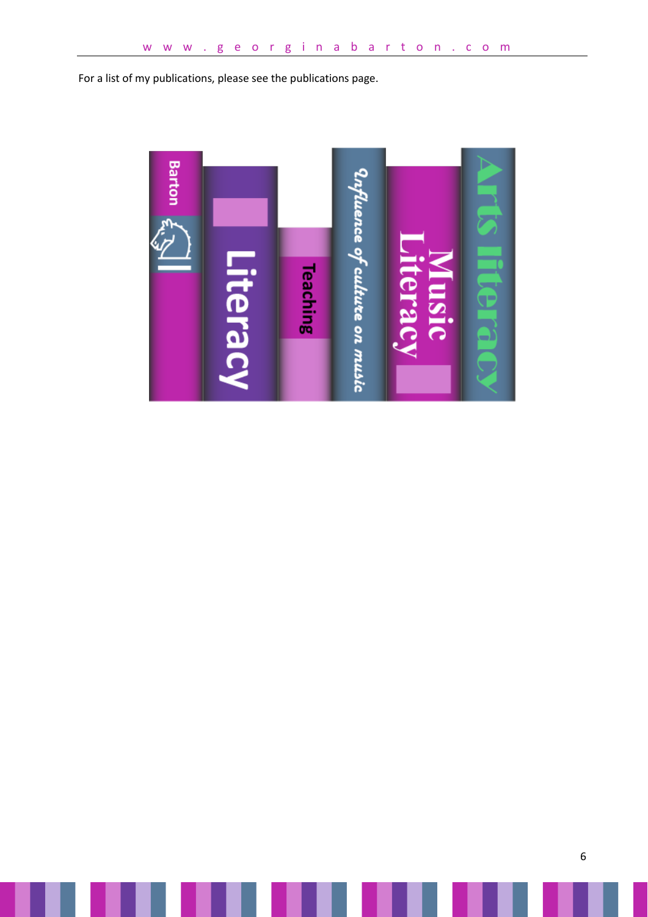For a list of my publications, please see the publications page.